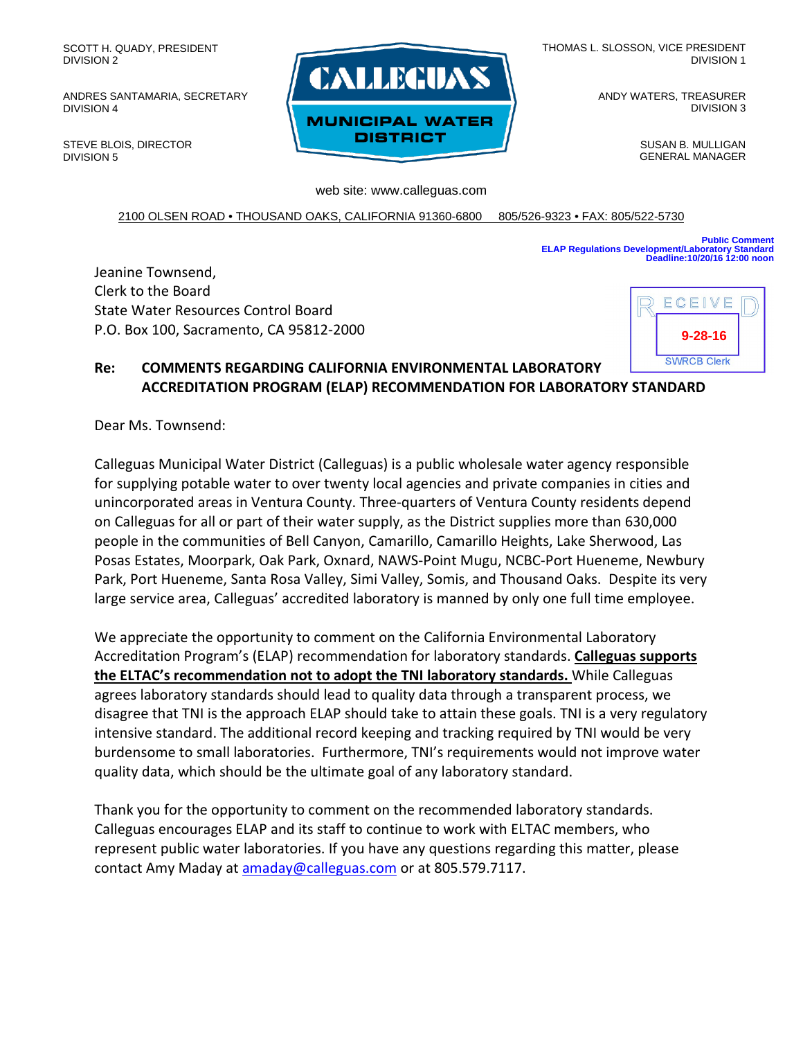SCOTT H. QUADY, PRESIDENT
DIVISION 2

ANDRES SANTAMARIA, SECRETARY
DIVISION 4

STEVE BLOIS, DIRECTOR
DIVISION 5

**CALLEGUAS MUNICIPAL WATER DISTRICT**

THOMAS L. SLOSSON, VICE PRESIDENT
DIVISION 1

ANDY WATERS, TREASURER
DIVISION 3

SUSAN B. MULLIGAN
GENERAL MANAGER

web site: www.calleguas.com

2100 OLSEN ROAD • THOUSAND OAKS, CALIFORNIA 91360-6800     805/526-9323 • FAX: 805/522-5730

**Public Comment**
**ELAP Regulations Development/Laboratory Standard**
**Deadline:10/20/16 12:00 noon**

RECEIVED
9-28-16
SWRCB Clerk

Jeanine Townsend,
Clerk to the Board
State Water Resources Control Board
P.O. Box 100, Sacramento, CA 95812-2000

**Re: COMMENTS REGARDING CALIFORNIA ENVIRONMENTAL LABORATORY ACCREDITATION PROGRAM (ELAP) RECOMMENDATION FOR LABORATORY STANDARD**

Dear Ms. Townsend:

Calleguas Municipal Water District (Calleguas) is a public wholesale water agency responsible for supplying potable water to over twenty local agencies and private companies in cities and unincorporated areas in Ventura County. Three-quarters of Ventura County residents depend on Calleguas for all or part of their water supply, as the District supplies more than 630,000 people in the communities of Bell Canyon, Camarillo, Camarillo Heights, Lake Sherwood, Las Posas Estates, Moorpark, Oak Park, Oxnard, NAWS-Point Mugu, NCBC-Port Hueneme, Newbury Park, Port Hueneme, Santa Rosa Valley, Simi Valley, Somis, and Thousand Oaks. Despite its very large service area, Calleguas' accredited laboratory is manned by only one full time employee.

We appreciate the opportunity to comment on the California Environmental Laboratory Accreditation Program's (ELAP) recommendation for laboratory standards. **Calleguas supports the ELTAC's recommendation not to adopt the TNI laboratory standards.** While Calleguas agrees laboratory standards should lead to quality data through a transparent process, we disagree that TNI is the approach ELAP should take to attain these goals. TNI is a very regulatory intensive standard. The additional record keeping and tracking required by TNI would be very burdensome to small laboratories. Furthermore, TNI's requirements would not improve water quality data, which should be the ultimate goal of any laboratory standard.

Thank you for the opportunity to comment on the recommended laboratory standards. Calleguas encourages ELAP and its staff to continue to work with ELTAC members, who represent public water laboratories. If you have any questions regarding this matter, please contact Amy Maday at amaday@calleguas.com or at 805.579.7117.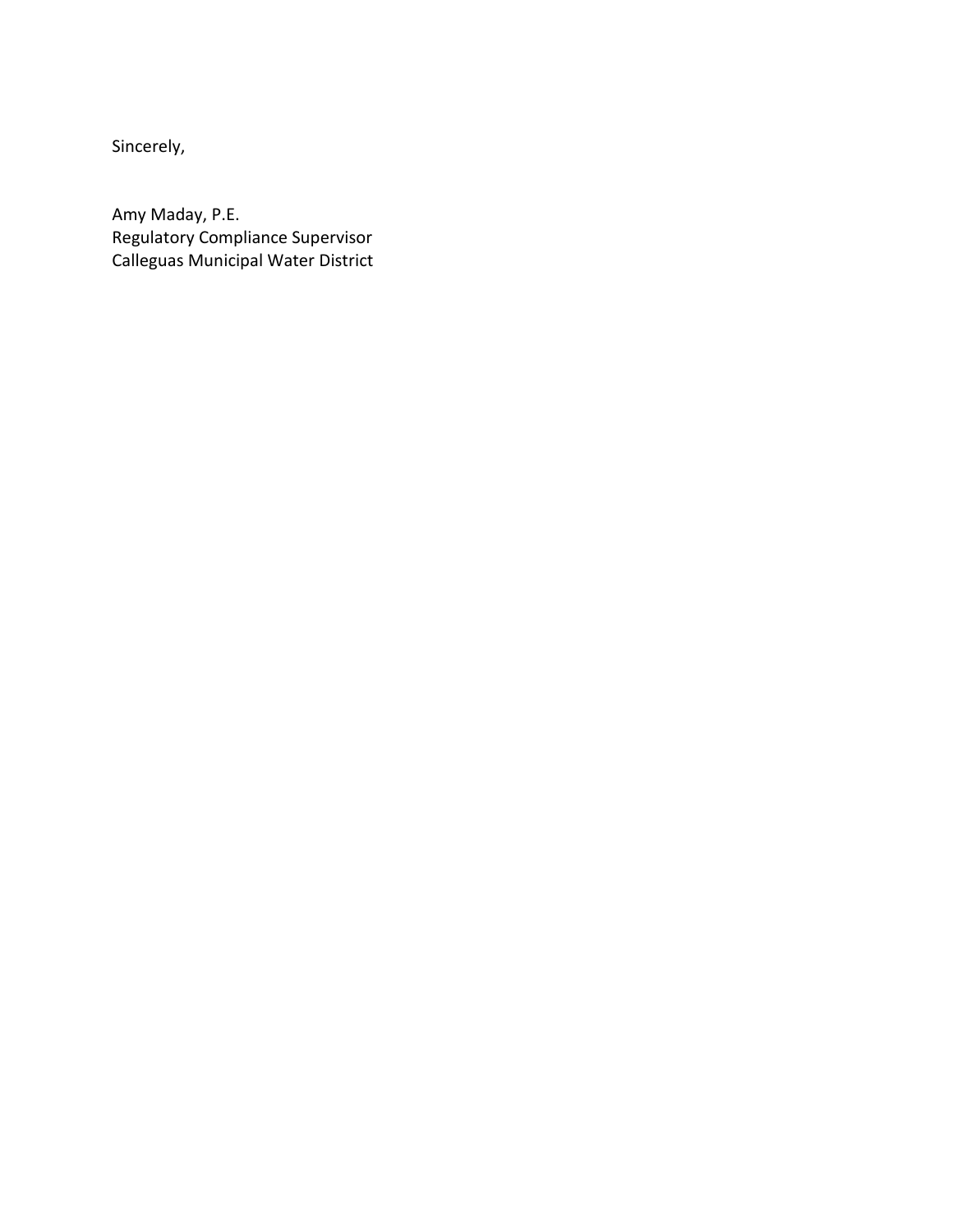Sincerely,

Amy Maday, P.E.
Regulatory Compliance Supervisor
Calleguas Municipal Water District